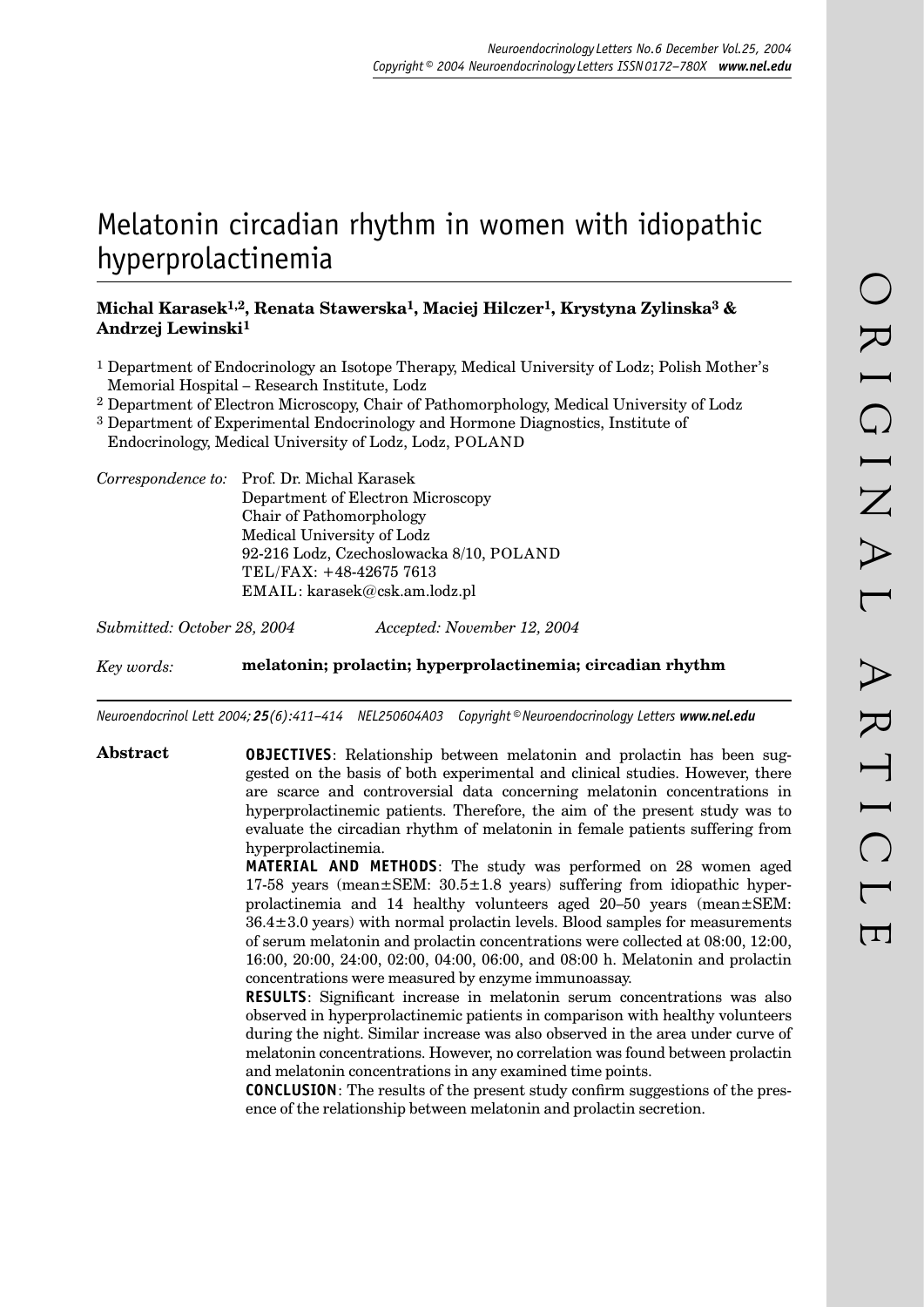# Melatonin circadian rhythm in women with idiopathic hyperprolactinemia

**Michal Karasek[1,2], Renata Stawerska[1], Maciej Hilczer[1], Krystyna Zylinska[3] & Andrzej Lewinski[1]**

[1] Department of Endocrinology an Isotope Therapy, Medical University of Lodz; Polish Mother's Memorial Hospital – Research Institute, Lodz

[2] Department of Electron Microscopy, Chair of Pathomorphology, Medical University of Lodz

[3] Department of Experimental Endocrinology and Hormone Diagnostics, Institute of Endocrinology, Medical University of Lodz, Lodz, POLAND

*Correspondence to:* Prof. Dr. Michal Karasek
Department of Electron Microscopy
Chair of Pathomorphology
Medical University of Lodz
92-216 Lodz, Czechoslowacka 8/10, POLAND
TEL/FAX: +48-42675 7613
EMAIL: karasek@csk.am.lodz.pl

*Submitted: October 28, 2004* *Accepted: November 12, 2004*

*Key words:* **melatonin; prolactin; hyperprolactinemia; circadian rhythm**

## Abstract

**OBJECTIVES**: Relationship between melatonin and prolactin has been suggested on the basis of both experimental and clinical studies. However, there are scarce and controversial data concerning melatonin concentrations in hyperprolactinemic patients. Therefore, the aim of the present study was to evaluate the circadian rhythm of melatonin in female patients suffering from hyperprolactinemia.

**MATERIAL AND METHODS**: The study was performed on 28 women aged 17-58 years (mean±SEM: 30.5±1.8 years) suffering from idiopathic hyperprolactinemia and 14 healthy volunteers aged 20–50 years (mean±SEM: 36.4±3.0 years) with normal prolactin levels. Blood samples for measurements of serum melatonin and prolactin concentrations were collected at 08:00, 12:00, 16:00, 20:00, 24:00, 02:00, 04:00, 06:00, and 08:00 h. Melatonin and prolactin concentrations were measured by enzyme immunoassay.

**RESULTS**: Significant increase in melatonin serum concentrations was also observed in hyperprolactinemic patients in comparison with healthy volunteers during the night. Similar increase was also observed in the area under curve of melatonin concentrations. However, no correlation was found between prolactin and melatonin concentrations in any examined time points.

**CONCLUSION**: The results of the present study confirm suggestions of the presence of the relationship between melatonin and prolactin secretion.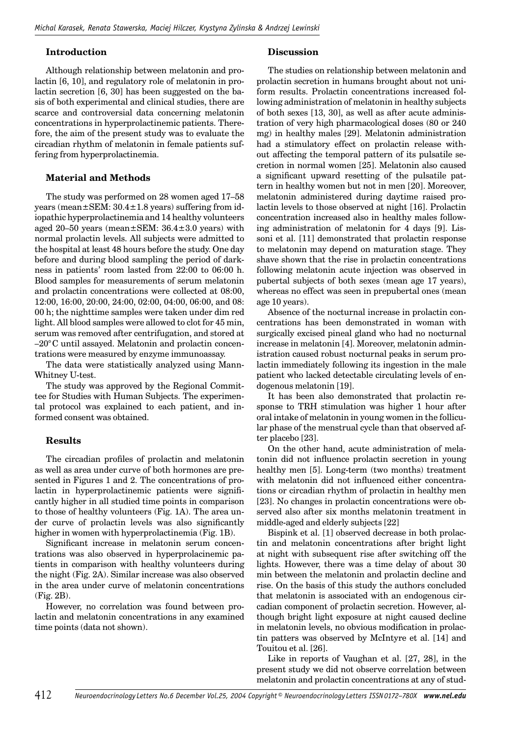## Introduction

Although relationship between melatonin and prolactin [6, 10], and regulatory role of melatonin in prolactin secretion [6, 30] has been suggested on the basis of both experimental and clinical studies, there are scarce and controversial data concerning melatonin concentrations in hyperprolactinemic patients. Therefore, the aim of the present study was to evaluate the circadian rhythm of melatonin in female patients suffering from hyperprolactinemia.

## Material and Methods

The study was performed on 28 women aged 17–58 years (mean±SEM: 30.4±1.8 years) suffering from idiopathic hyperprolactinemia and 14 healthy volunteers aged 20–50 years (mean±SEM: 36.4±3.0 years) with normal prolactin levels. All subjects were admitted to the hospital at least 48 hours before the study. One day before and during blood sampling the period of darkness in patients' room lasted from 22:00 to 06:00 h. Blood samples for measurements of serum melatonin and prolactin concentrations were collected at 08:00, 12:00, 16:00, 20:00, 24:00, 02:00, 04:00, 06:00, and 08:00 h; the nighttime samples were taken under dim red light. All blood samples were allowed to clot for 45 min, serum was removed after centrifugation, and stored at –20°C until assayed. Melatonin and prolactin concentrations were measured by enzyme immunoassay.

The data were statistically analyzed using Mann-Whitney U-test.

The study was approved by the Regional Committee for Studies with Human Subjects. The experimental protocol was explained to each patient, and informed consent was obtained.

## Results

The circadian profiles of prolactin and melatonin as well as area under curve of both hormones are presented in Figures 1 and 2. The concentrations of prolactin in hyperprolactinemic patients were significantly higher in all studied time points in comparison to those of healthy volunteers (Fig. 1A). The area under curve of prolactin levels was also significantly higher in women with hyperprolactinemia (Fig. 1B).

Significant increase in melatonin serum concentrations was also observed in hyperprolacinemic patients in comparison with healthy volunteers during the night (Fig. 2A). Similar increase was also observed in the area under curve of melatonin concentrations (Fig. 2B).

However, no correlation was found between prolactin and melatonin concentrations in any examined time points (data not shown).

## Discussion

The studies on relationship between melatonin and prolactin secretion in humans brought about not uniform results. Prolactin concentrations increased following administration of melatonin in healthy subjects of both sexes [13, 30], as well as after acute administration of very high pharmacological doses (80 or 240 mg) in healthy males [29]. Melatonin administration had a stimulatory effect on prolactin release without affecting the temporal pattern of its pulsatile secretion in normal women [25]. Melatonin also caused a significant upward resetting of the pulsatile pattern in healthy women but not in men [20]. Moreover, melatonin administered during daytime raised prolactin levels to those observed at night [16]. Prolactin concentration increased also in healthy males following administration of melatonin for 4 days [9]. Lissoni et al. [11] demonstrated that prolactin response to melatonin may depend on maturation stage. They shave shown that the rise in prolactin concentrations following melatonin acute injection was observed in pubertal subjects of both sexes (mean age 17 years), whereas no effect was seen in prepubertal ones (mean age 10 years).

Absence of the nocturnal increase in prolactin concentrations has been demonstrated in woman with surgically excised pineal gland who had no nocturnal increase in melatonin [4]. Moreover, melatonin administration caused robust nocturnal peaks in serum prolactin immediately following its ingestion in the male patient who lacked detectable circulating levels of endogenous melatonin [19].

It has been also demonstrated that prolactin response to TRH stimulation was higher 1 hour after oral intake of melatonin in young women in the follicular phase of the menstrual cycle than that observed after placebo [23].

On the other hand, acute administration of melatonin did not influence prolactin secretion in young healthy men [5]. Long-term (two months) treatment with melatonin did not influenced either concentrations or circadian rhythm of prolactin in healthy men [23]. No changes in prolactin concentrations were observed also after six months melatonin treatment in middle-aged and elderly subjects [22]

Bispink et al. [1] observed decrease in both prolactin and melatonin concentrations after bright light at night with subsequent rise after switching off the lights. However, there was a time delay of about 30 min between the melatonin and prolactin decline and rise. On the basis of this study the authors concluded that melatonin is associated with an endogenous circadian component of prolactin secretion. However, although bright light exposure at night caused decline in melatonin levels, no obvious modification in prolactin patters was observed by McIntyre et al. [14] and Touitou et al. [26].

Like in reports of Vaughan et al. [27, 28], in the present study we did not observe correlation between melatonin and prolactin concentrations at any of stud-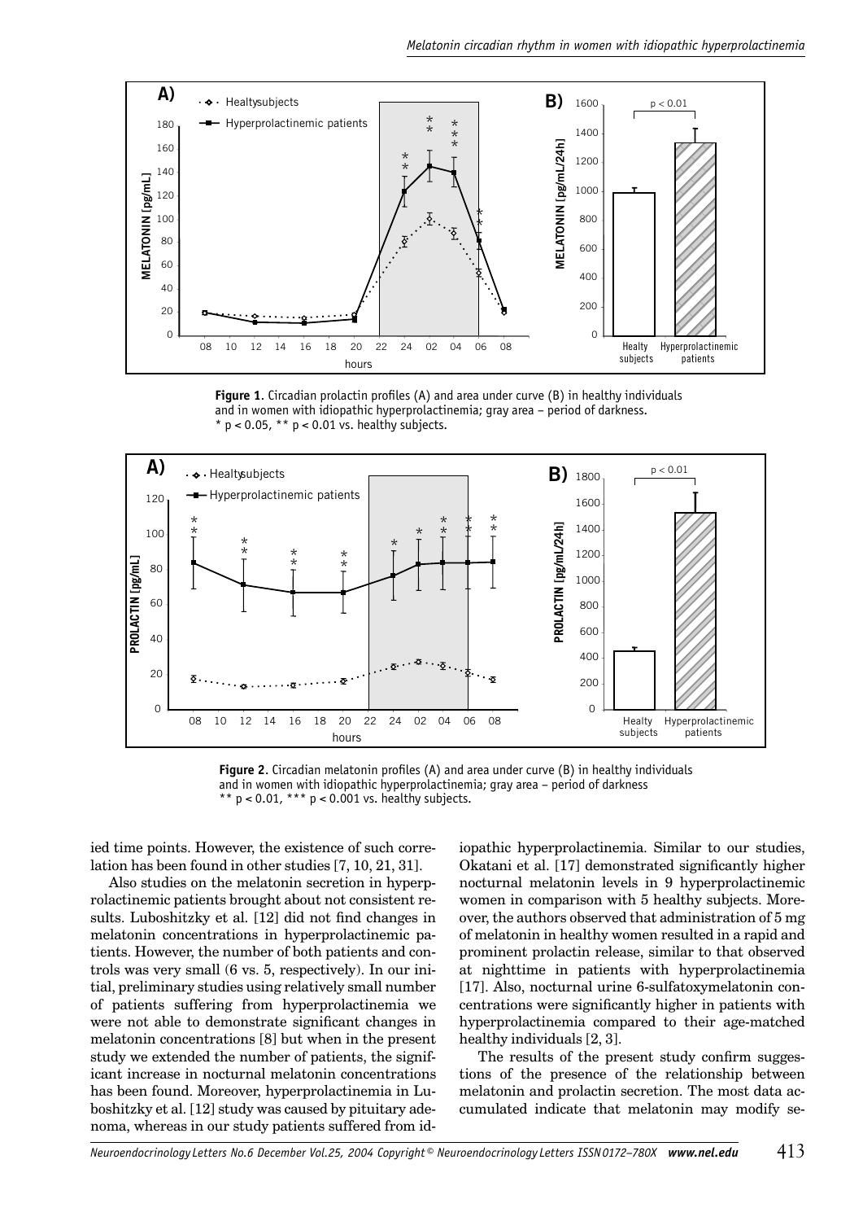**Figure 1**. Circadian prolactin profiles (A) and area under curve (B) in healthy individuals and in women with idiopathic hyperprolactinemia; gray area – period of darkness.
\* p < 0.05, \*\* p < 0.01 vs. healthy subjects.

**Figure 2**. Circadian melatonin profiles (A) and area under curve (B) in healthy individuals and in women with idiopathic hyperprolactinemia; gray area – period of darkness
\*\* p < 0.01, \*\*\* p < 0.001 vs. healthy subjects.

ied time points. However, the existence of such correlation has been found in other studies [7, 10, 21, 31].

Also studies on the melatonin secretion in hyperprolactinemic patients brought about not consistent results. Luboshitzky et al. [12] did not find changes in melatonin concentrations in hyperprolactinemic patients. However, the number of both patients and controls was very small (6 vs. 5, respectively). In our initial, preliminary studies using relatively small number of patients suffering from hyperprolactinemia we were not able to demonstrate significant changes in melatonin concentrations [8] but when in the present study we extended the number of patients, the significant increase in nocturnal melatonin concentrations has been found. Moreover, hyperprolactinemia in Luboshitzky et al. [12] study was caused by pituitary adenoma, whereas in our study patients suffered from idiopathic hyperprolactinemia. Similar to our studies, Okatani et al. [17] demonstrated significantly higher nocturnal melatonin levels in 9 hyperprolactinemic women in comparison with 5 healthy subjects. Moreover, the authors observed that administration of 5 mg of melatonin in healthy women resulted in a rapid and prominent prolactin release, similar to that observed at nighttime in patients with hyperprolactinemia [17]. Also, nocturnal urine 6-sulfatoxymelatonin concentrations were significantly higher in patients with hyperprolactinemia compared to their age-matched healthy individuals [2, 3].

The results of the present study confirm suggestions of the presence of the relationship between melatonin and prolactin secretion. The most data accumulated indicate that melatonin may modify se-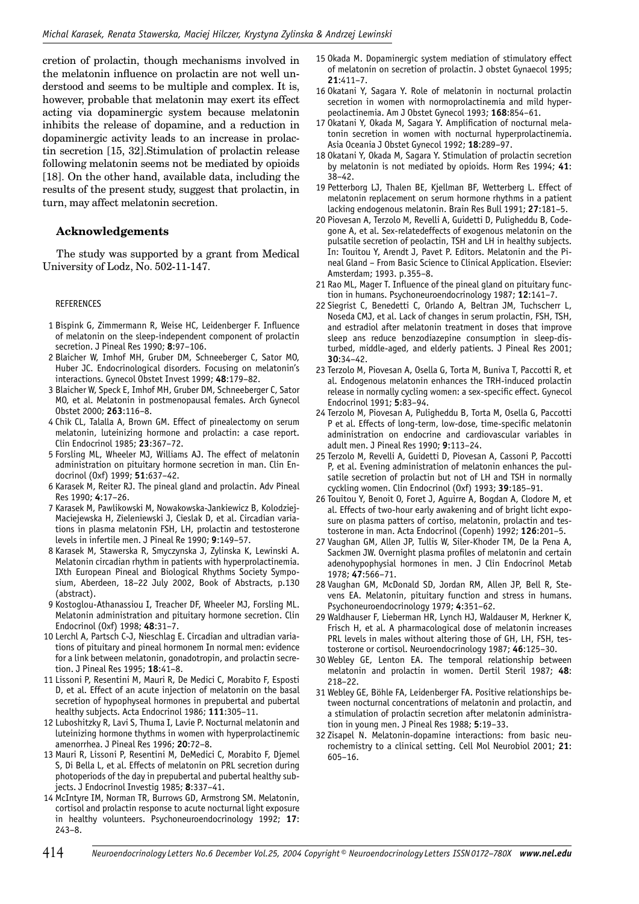cretion of prolactin, though mechanisms involved in the melatonin influence on prolactin are not well understood and seems to be multiple and complex. It is, however, probable that melatonin may exert its effect acting via dopaminergic system because melatonin inhibits the release of dopamine, and a reduction in dopaminergic activity leads to an increase in prolactin secretion [15, 32].Stimulation of prolactin release following melatonin seems not be mediated by opioids [18]. On the other hand, available data, including the results of the present study, suggest that prolactin, in turn, may affect melatonin secretion.

## Acknowledgements

The study was supported by a grant from Medical University of Lodz, No. 502-11-147.

### REFERENCES

1 Bispink G, Zimmermann R, Weise HC, Leidenberger F. Influence of melatonin on the sleep-independent component of prolactin secretion. J Pineal Res 1990; **8**:97–106.

2 Blaicher W, Imhof MH, Gruber DM, Schneeberger C, Sator MO, Huber JC. Endocrinological disorders. Focusing on melatonin's interactions. Gynecol Obstet Invest 1999; **48**:179–82.

3 Blaicher W, Speck E, Imhof MH, Gruber DM, Schneeberger C, Sator MO, et al. Melatonin in postmenopausal females. Arch Gynecol Obstet 2000; **263**:116–8.

4 Chik CL, Talalla A, Brown GM. Effect of pinealectomy on serum melatonin, luteinizing hormone and prolactin: a case report. Clin Endocrinol 1985; **23**:367–72.

5 Forsling ML, Wheeler MJ, Williams AJ. The effect of melatonin administration on pituitary hormone secretion in man. Clin Endocrinol (Oxf) 1999; **51**:637–42.

6 Karasek M, Reiter RJ. The pineal gland and prolactin. Adv Pineal Res 1990; **4**:17–26.

7 Karasek M, Pawlikowski M, Nowakowska-Jankiewicz B, Kolodziej-Maciejewska H, Zieleniewski J, Cieslak D, et al. Circadian variations in plasma melatonin FSH, LH, prolactin and testosterone levels in infertile men. J Pineal Re 1990; **9**:149–57.

8 Karasek M, Stawerska R, Smyczynska J, Zylinska K, Lewinski A. Melatonin circadian rhythm in patients with hyperprolactinemia. IXth European Pineal and Biological Rhythms Society Symposium, Aberdeen, 18–22 July 2002, Book of Abstracts, p.130 (abstract).

9 Kostoglou-Athanassiou I, Treacher DF, Wheeler MJ, Forsling ML. Melatonin administration and pituitary hormone secretion. Clin Endocrinol (Oxf) 1998; **48**:31–7.

10 Lerchl A, Partsch C-J, Nieschlag E. Circadian and ultradian variations of pituitary and pineal hormonem In normal men: evidence for a link between melatonin, gonadotropin, and prolactin secretion. J Pineal Res 1995; **18**:41–8.

11 Lissoni P, Resentini M, Mauri R, De Medici C, Morabito F, Esposti D, et al. Effect of an acute injection of melatonin on the basal secretion of hypophyseal hormones in prepubertal and pubertal healthy subjects. Acta Endocrinol 1986; **111**:305–11.

12 Luboshitzky R, Lavi S, Thuma I, Lavie P. Nocturnal melatonin and luteinizing hormone thythms in women with hyperprolactinemic amenorrhea. J Pineal Res 1996; **20**:72–8.

13 Mauri R, Lissoni P, Resentini M, DeMedici C, Morabito F, Djemel S, Di Bella L, et al. Effects of melatonin on PRL secretion during photoperiods of the day in prepubertal and pubertal healthy subjects. J Endocrinol Investig 1985; **8**:337–41.

14 McIntyre IM, Norman TR, Burrows GD, Armstrong SM. Melatonin, cortisol and prolactin response to acute nocturnal light exposure in healthy volunteers. Psychoneuroendocrinology 1992; **17**: 243–8.

15 Okada M. Dopaminergic system mediation of stimulatory effect of melatonin on secretion of prolactin. J obstet Gynaecol 1995; **21**:411–7.

16 Okatani Y, Sagara Y. Role of melatonin in nocturnal prolactin secretion in women with normoprolactinemia and mild hyperpeolactinemia. Am J Obstet Gynecol 1993; **168**:854–61.

17 Okatani Y, Okada M, Sagara Y. Amplification of nocturnal melatonin secretion in women with nocturnal hyperprolactinemia. Asia Oceania J Obstet Gynecol 1992; **18**:289–97.

18 Okatani Y, Okada M, Sagara Y. Stimulation of prolactin secretion by melatonin is not mediated by opioids. Horm Res 1994; **41**: 38–42.

19 Petterborg LJ, Thalen BE, Kjellman BF, Wetterberg L. Effect of melatonin replacement on serum hormone rhythms in a patient lacking endogenous melatonin. Brain Res Bull 1991; **27**:181–5.

20 Piovesan A, Terzolo M, Revelli A, Guidetti D, Puligheddu B, Codegone A, et al. Sex-relatedeffects of exogenous melatonin on the pulsatile secretion of peolactin, TSH and LH in healthy subjects. In: Touitou Y, Arendt J, Pavet P. Editors. Melatonin and the Pineal Gland – From Basic Science to Clinical Application. Elsevier: Amsterdam; 1993. p.355–8.

21 Rao ML, Mager T. Influence of the pineal gland on pituitary function in humans. Psychoneuroendocrinology 1987; **12**:141–7.

22 Siegrist C, Benedetti C, Orlando A, Beltran JM, Tuchscherr L, Noseda CMJ, et al. Lack of changes in serum prolactin, FSH, TSH, and estradiol after melatonin treatment in doses that improve sleep ans reduce benzodiazepine consumption in sleep-disturbed, middle-aged, and elderly patients. J Pineal Res 2001; **30**:34–42.

23 Terzolo M, Piovesan A, Osella G, Torta M, Buniva T, Paccotti R, et al. Endogenous melatonin enhances the TRH-induced prolactin release in normally cycling women: a sex-specific effect. Gynecol Endocrinol 1991; **5**:83–94.

24 Terzolo M, Piovesan A, Puligheddu B, Torta M, Osella G, Paccotti P et al. Effects of long-term, low-dose, time-specific melatonin administration on endocrine and cardiovascular variables in adult men. J Pineal Res 1990; **9**:113–24.

25 Terzolo M, Revelli A, Guidetti D, Piovesan A, Cassoni P, Paccotti P, et al. Evening administration of melatonin enhances the pulsatile secretion of prolactin but not of LH and TSH in normally cyckling women. Clin Endocrinol (Oxf) 1993; **39**:185–91.

26 Touitou Y, Benoit O, Foret J, Aguirre A, Bogdan A, Clodore M, et al. Effects of two-hour early awakening and of bright licht exposure on plasma patterns of cortiso, melatonin, prolactin and testosterone in man. Acta Endocrinol (Copenh) 1992; **126**:201–5.

27 Vaughan GM, Allen JP, Tullis W, Siler-Khoder TM, De la Pena A, Sackmen JW. Overnight plasma profiles of melatonin and certain adenohypophysial hormones in men. J Clin Endocrinol Metab 1978; **47**:566–71.

28 Vaughan GM, McDonald SD, Jordan RM, Allen JP, Bell R, Stevens EA. Melatonin, pituitary function and stress in humans. Psychoneuroendocrinology 1979; **4**:351–62.

29 Waldhauser F, Lieberman HR, Lynch HJ, Waldauser M, Herkner K, Frisch H, et al. A pharmacological dose of melatonin increases PRL levels in males without altering those of GH, LH, FSH, testosterone or cortisol. Neuroendocrinology 1987; **46**:125–30.

30 Webley GE, Lenton EA. The temporal relationship between melatonin and prolactin in women. Dertil Steril 1987; **48**: 218–22.

31 Webley GE, Böhle FA, Leidenberger FA. Positive relationships between nocturnal concentrations of melatonin and prolactin, and a stimulation of prolactin secretion after melatonin administration in young men. J Pineal Res 1988; **5**:19–33.

32 Zisapel N. Melatonin-dopamine interactions: from basic neurochemistry to a clinical setting. Cell Mol Neurobiol 2001; **21**: 605–16.